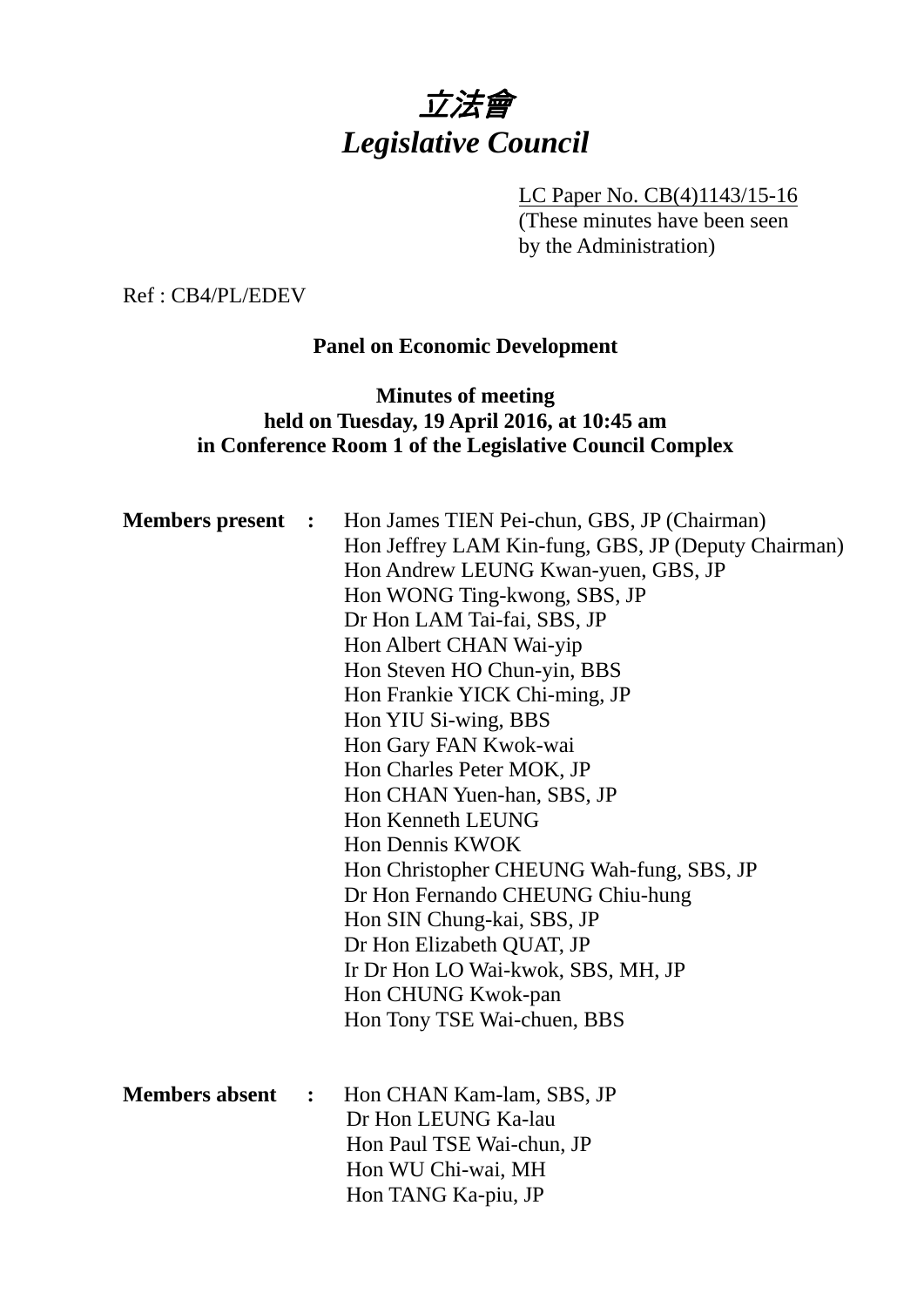# *立法會*
# *Legislative Council*

LC Paper No. CB(4)1143/15-16
(These minutes have been seen by the Administration)

Ref : CB4/PL/EDEV

**Panel on Economic Development**

**Minutes of meeting**
**held on Tuesday, 19 April 2016, at 10:45 am**
**in Conference Room 1 of the Legislative Council Complex**

**Members present :**

Hon James TIEN Pei-chun, GBS, JP (Chairman)
Hon Jeffrey LAM Kin-fung, GBS, JP (Deputy Chairman)
Hon Andrew LEUNG Kwan-yuen, GBS, JP
Hon WONG Ting-kwong, SBS, JP
Dr Hon LAM Tai-fai, SBS, JP
Hon Albert CHAN Wai-yip
Hon Steven HO Chun-yin, BBS
Hon Frankie YICK Chi-ming, JP
Hon YIU Si-wing, BBS
Hon Gary FAN Kwok-wai
Hon Charles Peter MOK, JP
Hon CHAN Yuen-han, SBS, JP
Hon Kenneth LEUNG
Hon Dennis KWOK
Hon Christopher CHEUNG Wah-fung, SBS, JP
Dr Hon Fernando CHEUNG Chiu-hung
Hon SIN Chung-kai, SBS, JP
Dr Hon Elizabeth QUAT, JP
Ir Dr Hon LO Wai-kwok, SBS, MH, JP
Hon CHUNG Kwok-pan
Hon Tony TSE Wai-chuen, BBS

**Members absent :**

Hon CHAN Kam-lam, SBS, JP
Dr Hon LEUNG Ka-lau
Hon Paul TSE Wai-chun, JP
Hon WU Chi-wai, MH
Hon TANG Ka-piu, JP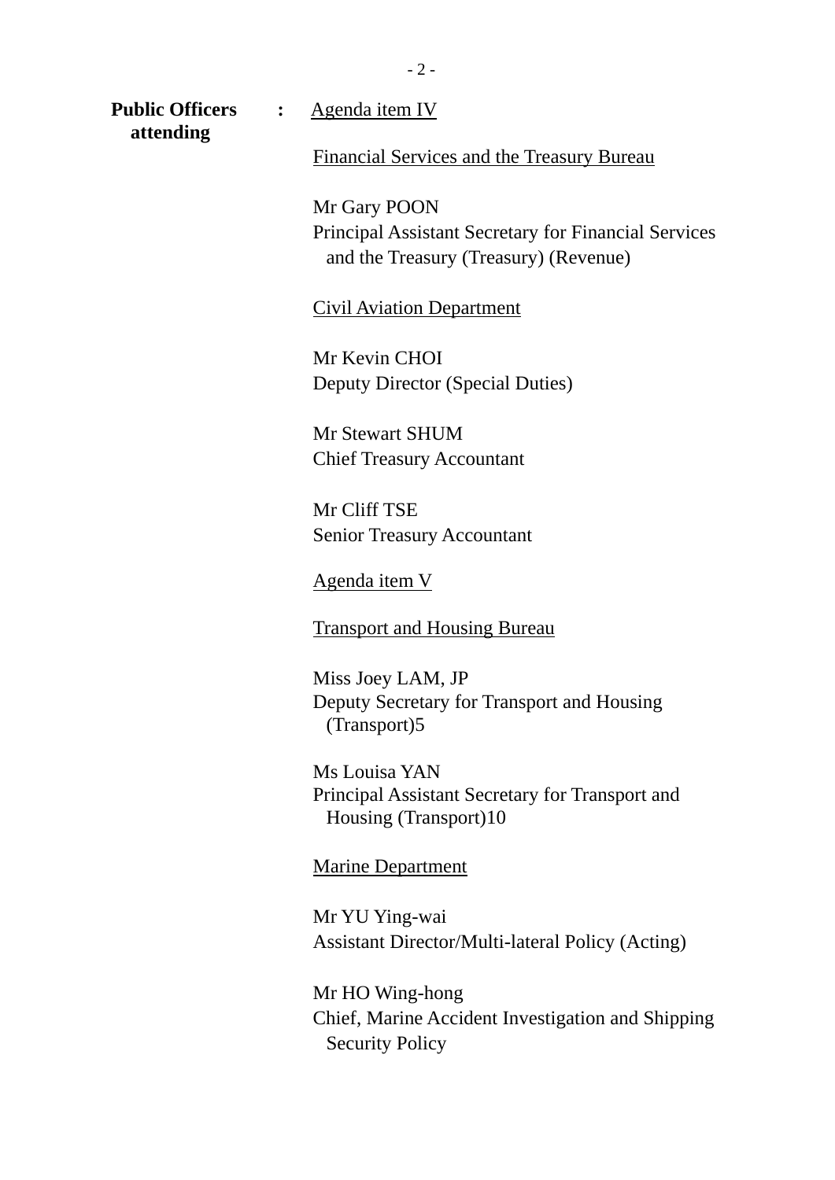**Public Officers attending** : Agenda item IV

Financial Services and the Treasury Bureau

Mr Gary POON
Principal Assistant Secretary for Financial Services and the Treasury (Treasury) (Revenue)

Civil Aviation Department

Mr Kevin CHOI
Deputy Director (Special Duties)

Mr Stewart SHUM
Chief Treasury Accountant

Mr Cliff TSE
Senior Treasury Accountant

Agenda item V

Transport and Housing Bureau

Miss Joey LAM, JP
Deputy Secretary for Transport and Housing (Transport)5

Ms Louisa YAN
Principal Assistant Secretary for Transport and Housing (Transport)10

Marine Department

Mr YU Ying-wai
Assistant Director/Multi-lateral Policy (Acting)

Mr HO Wing-hong
Chief, Marine Accident Investigation and Shipping Security Policy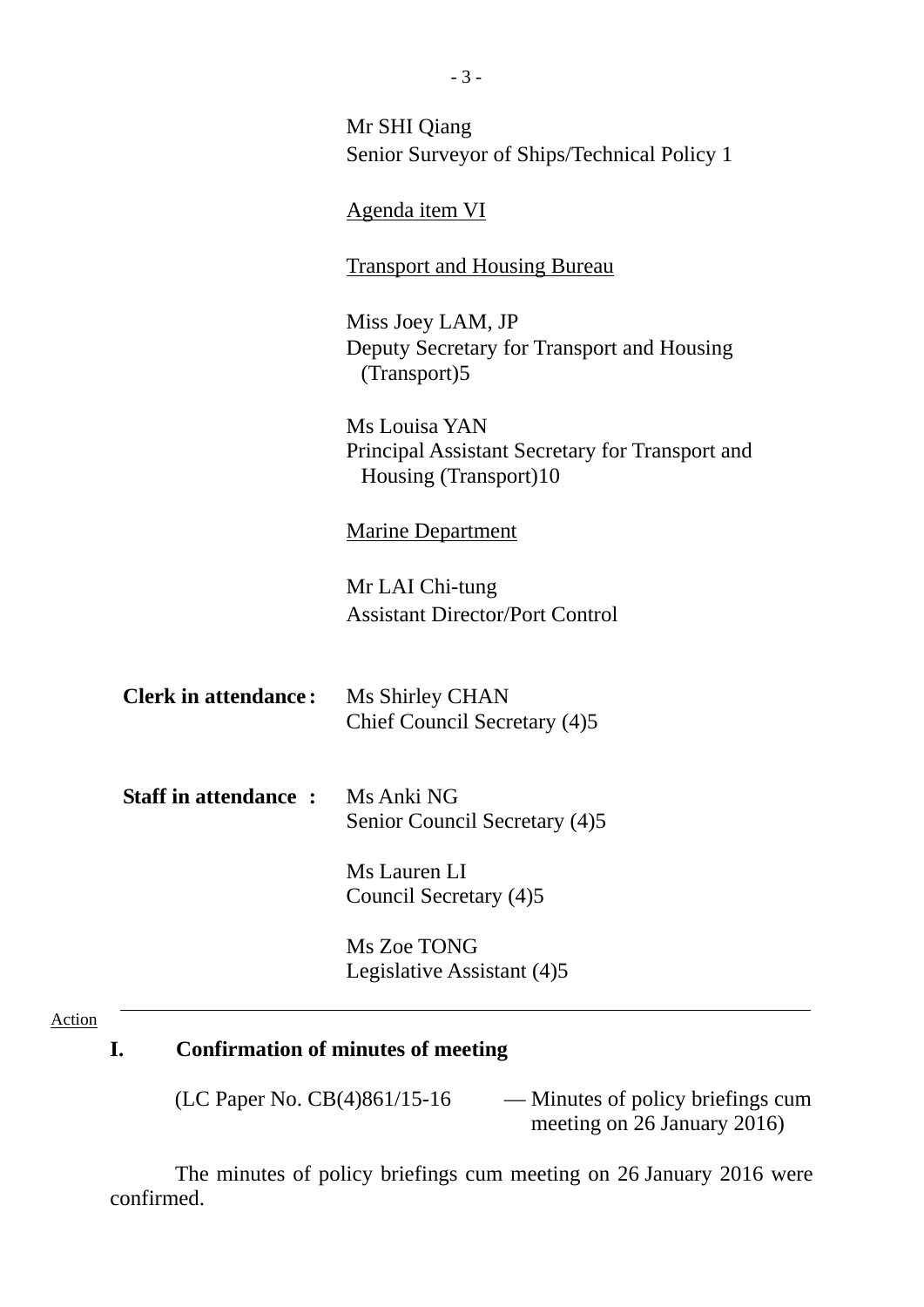Mr SHI Qiang
Senior Surveyor of Ships/Technical Policy 1

Agenda item VI

Transport and Housing Bureau

Miss Joey LAM, JP
Deputy Secretary for Transport and Housing (Transport)5

Ms Louisa YAN
Principal Assistant Secretary for Transport and Housing (Transport)10

Marine Department

Mr LAI Chi-tung
Assistant Director/Port Control

**Clerk in attendance :** Ms Shirley CHAN
Chief Council Secretary (4)5

**Staff in attendance :** Ms Anki NG
Senior Council Secretary (4)5

Ms Lauren LI
Council Secretary (4)5

Ms Zoe TONG
Legislative Assistant (4)5

---

Action

## I. Confirmation of minutes of meeting

(LC Paper No. CB(4)861/15-16 — Minutes of policy briefings cum meeting on 26 January 2016)

The minutes of policy briefings cum meeting on 26 January 2016 were confirmed.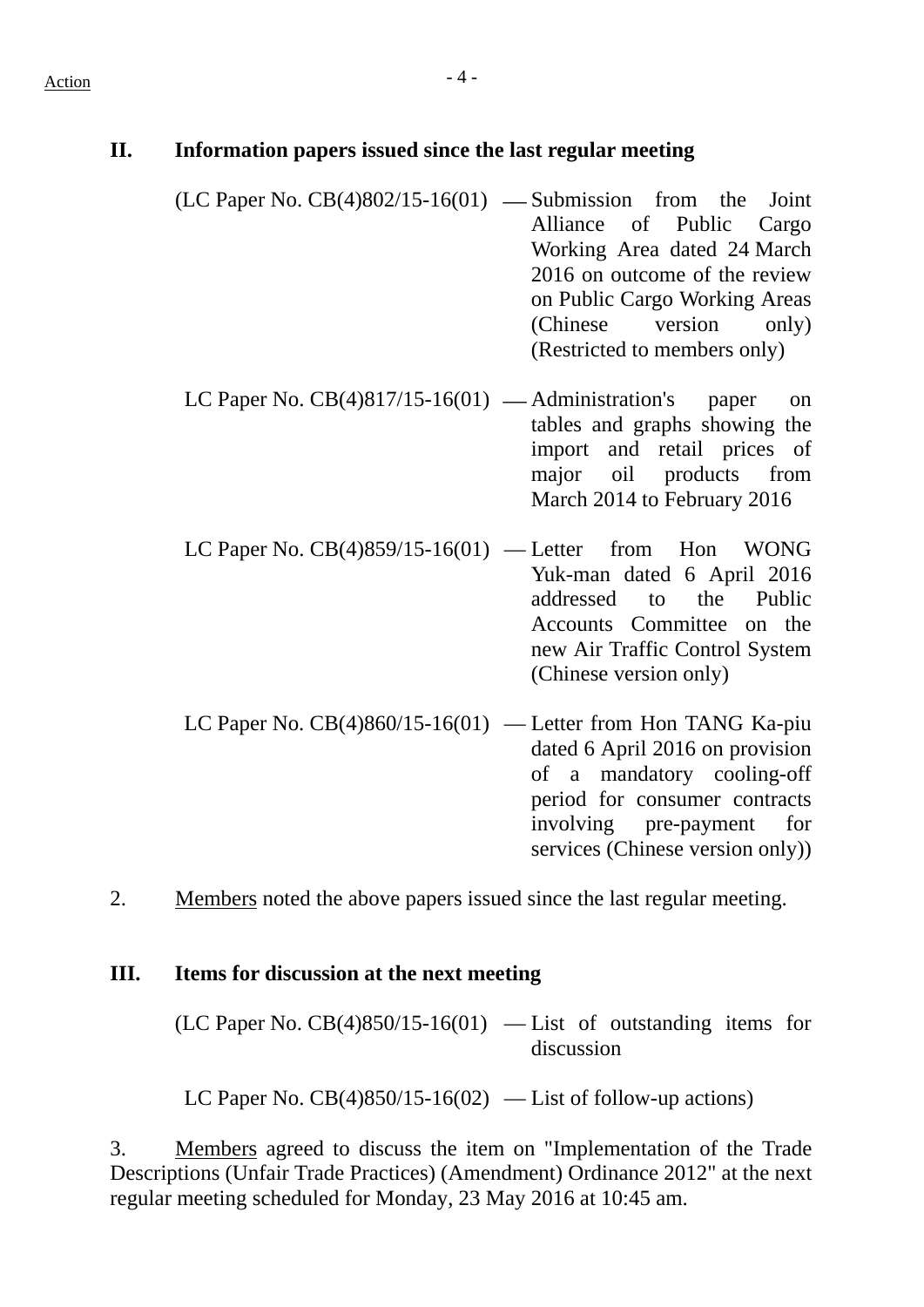Action

## II. Information papers issued since the last regular meeting

(LC Paper No. CB(4)802/15-16(01) — Submission from the Joint Alliance of Public Cargo Working Area dated 24 March 2016 on outcome of the review on Public Cargo Working Areas (Chinese version only) (Restricted to members only)

LC Paper No. CB(4)817/15-16(01) — Administration's paper on tables and graphs showing the import and retail prices of major oil products from March 2014 to February 2016

LC Paper No. CB(4)859/15-16(01) — Letter from Hon WONG Yuk-man dated 6 April 2016 addressed to the Public Accounts Committee on the new Air Traffic Control System (Chinese version only)

LC Paper No. CB(4)860/15-16(01) — Letter from Hon TANG Ka-piu dated 6 April 2016 on provision of a mandatory cooling-off period for consumer contracts involving pre-payment for services (Chinese version only))

2. Members noted the above papers issued since the last regular meeting.

## III. Items for discussion at the next meeting

(LC Paper No. CB(4)850/15-16(01) — List of outstanding items for discussion

LC Paper No. CB(4)850/15-16(02) — List of follow-up actions)

3. Members agreed to discuss the item on "Implementation of the Trade Descriptions (Unfair Trade Practices) (Amendment) Ordinance 2012" at the next regular meeting scheduled for Monday, 23 May 2016 at 10:45 am.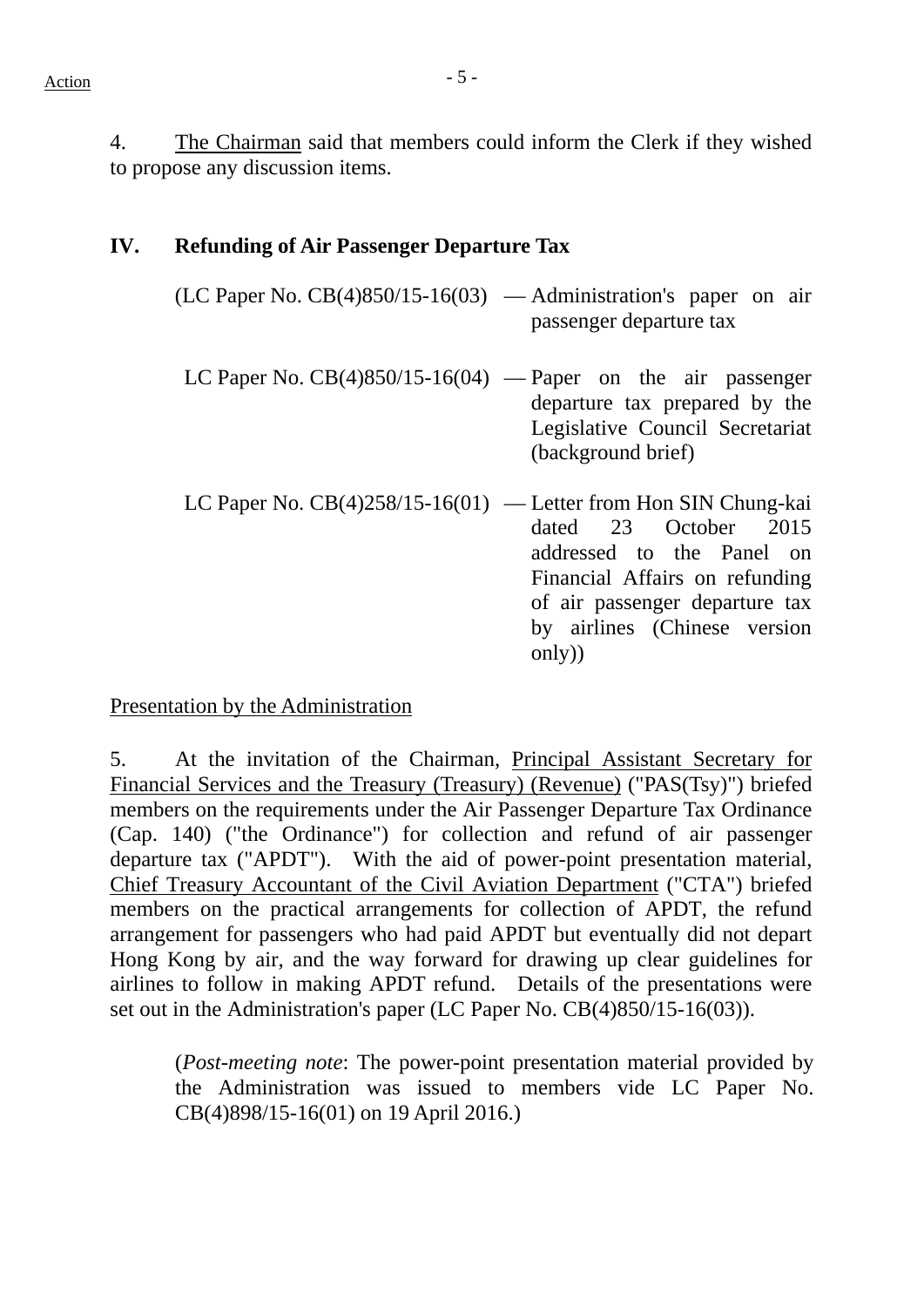4. The Chairman said that members could inform the Clerk if they wished to propose any discussion items.

## IV. Refunding of Air Passenger Departure Tax

(LC Paper No. CB(4)850/15-16(03) — Administration's paper on air passenger departure tax

LC Paper No. CB(4)850/15-16(04) — Paper on the air passenger departure tax prepared by the Legislative Council Secretariat (background brief)

LC Paper No. CB(4)258/15-16(01) — Letter from Hon SIN Chung-kai dated 23 October 2015 addressed to the Panel on Financial Affairs on refunding of air passenger departure tax by airlines (Chinese version only))

Presentation by the Administration

5. At the invitation of the Chairman, Principal Assistant Secretary for Financial Services and the Treasury (Treasury) (Revenue) ("PAS(Tsy)") briefed members on the requirements under the Air Passenger Departure Tax Ordinance (Cap. 140) ("the Ordinance") for collection and refund of air passenger departure tax ("APDT"). With the aid of power-point presentation material, Chief Treasury Accountant of the Civil Aviation Department ("CTA") briefed members on the practical arrangements for collection of APDT, the refund arrangement for passengers who had paid APDT but eventually did not depart Hong Kong by air, and the way forward for drawing up clear guidelines for airlines to follow in making APDT refund. Details of the presentations were set out in the Administration's paper (LC Paper No. CB(4)850/15-16(03)).

(*Post-meeting note*: The power-point presentation material provided by the Administration was issued to members vide LC Paper No. CB(4)898/15-16(01) on 19 April 2016.)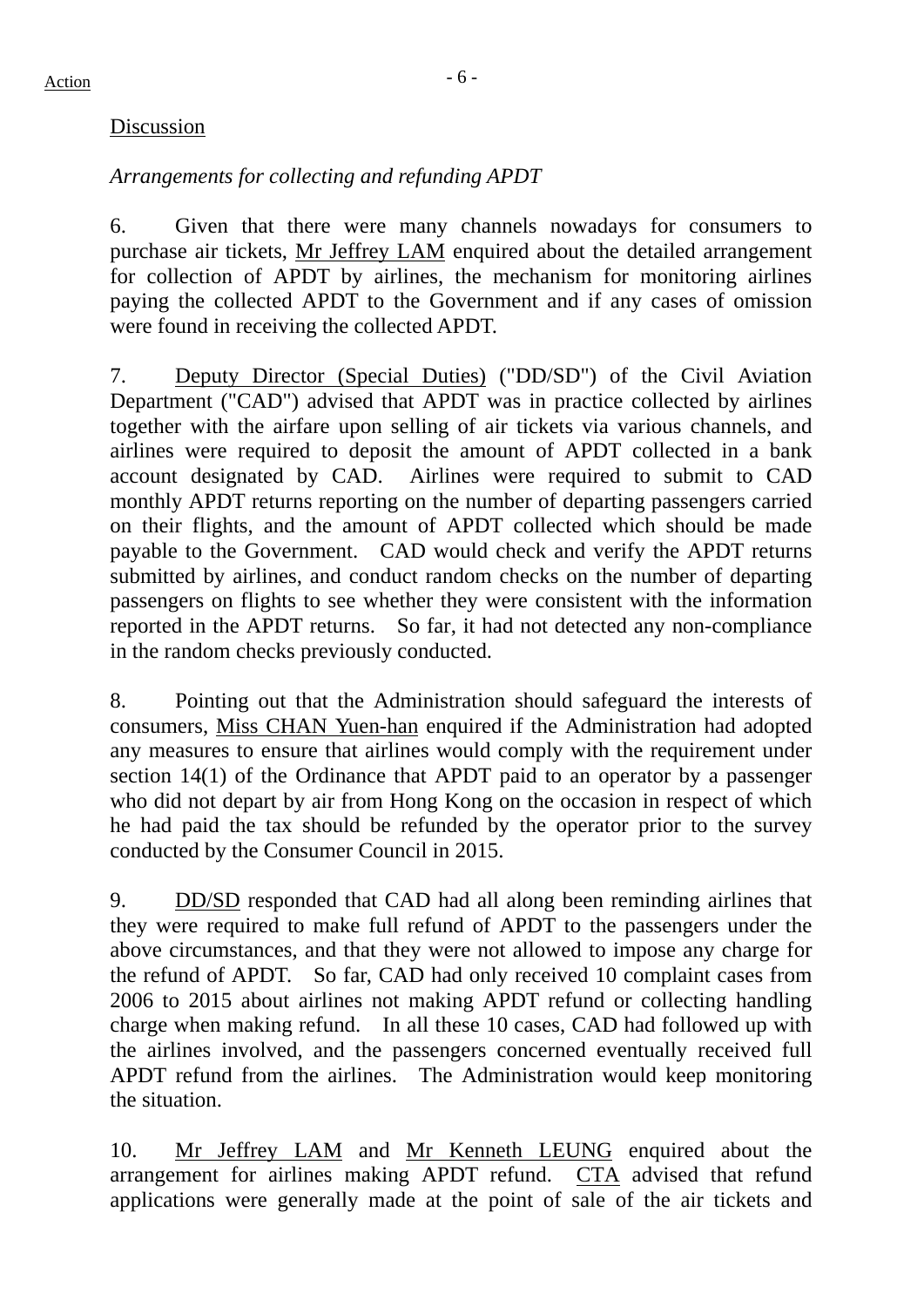Action

Discussion

*Arrangements for collecting and refunding APDT*

6. Given that there were many channels nowadays for consumers to purchase air tickets, Mr Jeffrey LAM enquired about the detailed arrangement for collection of APDT by airlines, the mechanism for monitoring airlines paying the collected APDT to the Government and if any cases of omission were found in receiving the collected APDT.

7. Deputy Director (Special Duties) ("DD/SD") of the Civil Aviation Department ("CAD") advised that APDT was in practice collected by airlines together with the airfare upon selling of air tickets via various channels, and airlines were required to deposit the amount of APDT collected in a bank account designated by CAD. Airlines were required to submit to CAD monthly APDT returns reporting on the number of departing passengers carried on their flights, and the amount of APDT collected which should be made payable to the Government. CAD would check and verify the APDT returns submitted by airlines, and conduct random checks on the number of departing passengers on flights to see whether they were consistent with the information reported in the APDT returns. So far, it had not detected any non-compliance in the random checks previously conducted.

8. Pointing out that the Administration should safeguard the interests of consumers, Miss CHAN Yuen-han enquired if the Administration had adopted any measures to ensure that airlines would comply with the requirement under section 14(1) of the Ordinance that APDT paid to an operator by a passenger who did not depart by air from Hong Kong on the occasion in respect of which he had paid the tax should be refunded by the operator prior to the survey conducted by the Consumer Council in 2015.

9. DD/SD responded that CAD had all along been reminding airlines that they were required to make full refund of APDT to the passengers under the above circumstances, and that they were not allowed to impose any charge for the refund of APDT. So far, CAD had only received 10 complaint cases from 2006 to 2015 about airlines not making APDT refund or collecting handling charge when making refund. In all these 10 cases, CAD had followed up with the airlines involved, and the passengers concerned eventually received full APDT refund from the airlines. The Administration would keep monitoring the situation.

10. Mr Jeffrey LAM and Mr Kenneth LEUNG enquired about the arrangement for airlines making APDT refund. CTA advised that refund applications were generally made at the point of sale of the air tickets and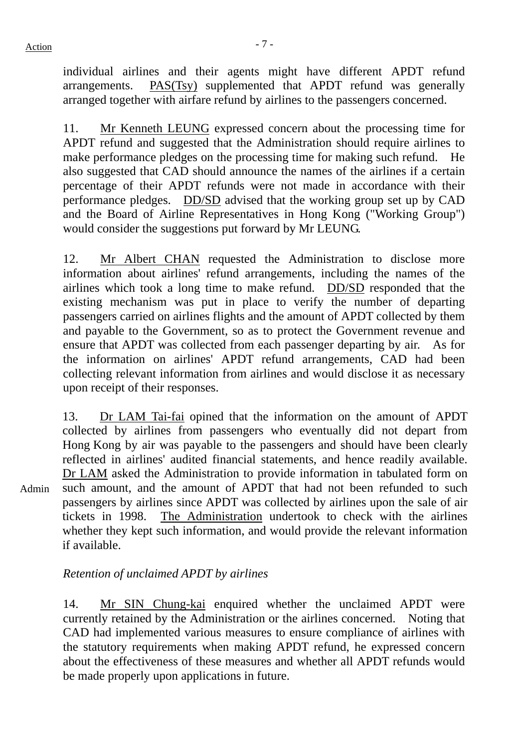Action

individual airlines and their agents might have different APDT refund arrangements. PAS(Tsy) supplemented that APDT refund was generally arranged together with airfare refund by airlines to the passengers concerned.

11. Mr Kenneth LEUNG expressed concern about the processing time for APDT refund and suggested that the Administration should require airlines to make performance pledges on the processing time for making such refund. He also suggested that CAD should announce the names of the airlines if a certain percentage of their APDT refunds were not made in accordance with their performance pledges. DD/SD advised that the working group set up by CAD and the Board of Airline Representatives in Hong Kong ("Working Group") would consider the suggestions put forward by Mr LEUNG.

12. Mr Albert CHAN requested the Administration to disclose more information about airlines' refund arrangements, including the names of the airlines which took a long time to make refund. DD/SD responded that the existing mechanism was put in place to verify the number of departing passengers carried on airlines flights and the amount of APDT collected by them and payable to the Government, so as to protect the Government revenue and ensure that APDT was collected from each passenger departing by air. As for the information on airlines' APDT refund arrangements, CAD had been collecting relevant information from airlines and would disclose it as necessary upon receipt of their responses.

13. Dr LAM Tai-fai opined that the information on the amount of APDT collected by airlines from passengers who eventually did not depart from Hong Kong by air was payable to the passengers and should have been clearly reflected in airlines' audited financial statements, and hence readily available. Dr LAM asked the Administration to provide information in tabulated form on such amount, and the amount of APDT that had not been refunded to such passengers by airlines since APDT was collected by airlines upon the sale of air tickets in 1998. The Administration undertook to check with the airlines whether they kept such information, and would provide the relevant information if available.

Admin

*Retention of unclaimed APDT by airlines*

14. Mr SIN Chung-kai enquired whether the unclaimed APDT were currently retained by the Administration or the airlines concerned. Noting that CAD had implemented various measures to ensure compliance of airlines with the statutory requirements when making APDT refund, he expressed concern about the effectiveness of these measures and whether all APDT refunds would be made properly upon applications in future.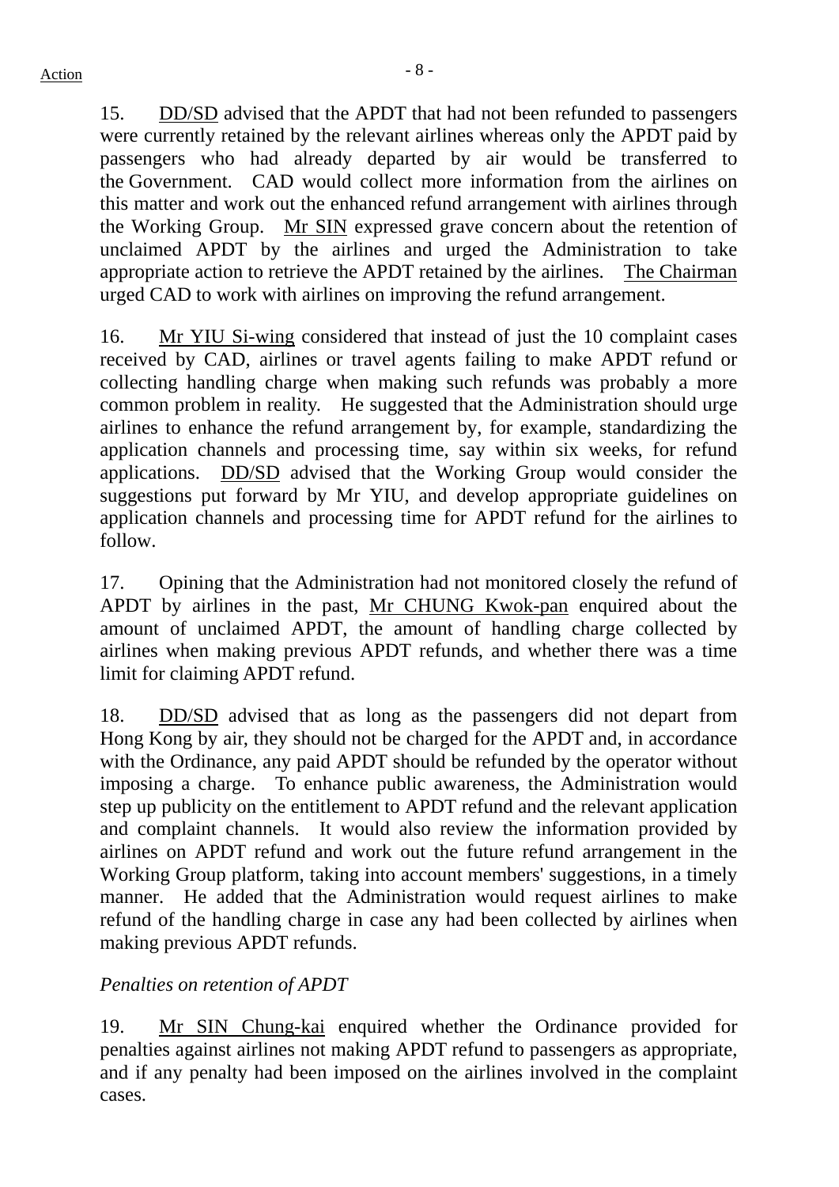15. DD/SD advised that the APDT that had not been refunded to passengers were currently retained by the relevant airlines whereas only the APDT paid by passengers who had already departed by air would be transferred to the Government. CAD would collect more information from the airlines on this matter and work out the enhanced refund arrangement with airlines through the Working Group. Mr SIN expressed grave concern about the retention of unclaimed APDT by the airlines and urged the Administration to take appropriate action to retrieve the APDT retained by the airlines. The Chairman urged CAD to work with airlines on improving the refund arrangement.

16. Mr YIU Si-wing considered that instead of just the 10 complaint cases received by CAD, airlines or travel agents failing to make APDT refund or collecting handling charge when making such refunds was probably a more common problem in reality. He suggested that the Administration should urge airlines to enhance the refund arrangement by, for example, standardizing the application channels and processing time, say within six weeks, for refund applications. DD/SD advised that the Working Group would consider the suggestions put forward by Mr YIU, and develop appropriate guidelines on application channels and processing time for APDT refund for the airlines to follow.

17. Opining that the Administration had not monitored closely the refund of APDT by airlines in the past, Mr CHUNG Kwok-pan enquired about the amount of unclaimed APDT, the amount of handling charge collected by airlines when making previous APDT refunds, and whether there was a time limit for claiming APDT refund.

18. DD/SD advised that as long as the passengers did not depart from Hong Kong by air, they should not be charged for the APDT and, in accordance with the Ordinance, any paid APDT should be refunded by the operator without imposing a charge. To enhance public awareness, the Administration would step up publicity on the entitlement to APDT refund and the relevant application and complaint channels. It would also review the information provided by airlines on APDT refund and work out the future refund arrangement in the Working Group platform, taking into account members' suggestions, in a timely manner. He added that the Administration would request airlines to make refund of the handling charge in case any had been collected by airlines when making previous APDT refunds.

*Penalties on retention of APDT*

19. Mr SIN Chung-kai enquired whether the Ordinance provided for penalties against airlines not making APDT refund to passengers as appropriate, and if any penalty had been imposed on the airlines involved in the complaint cases.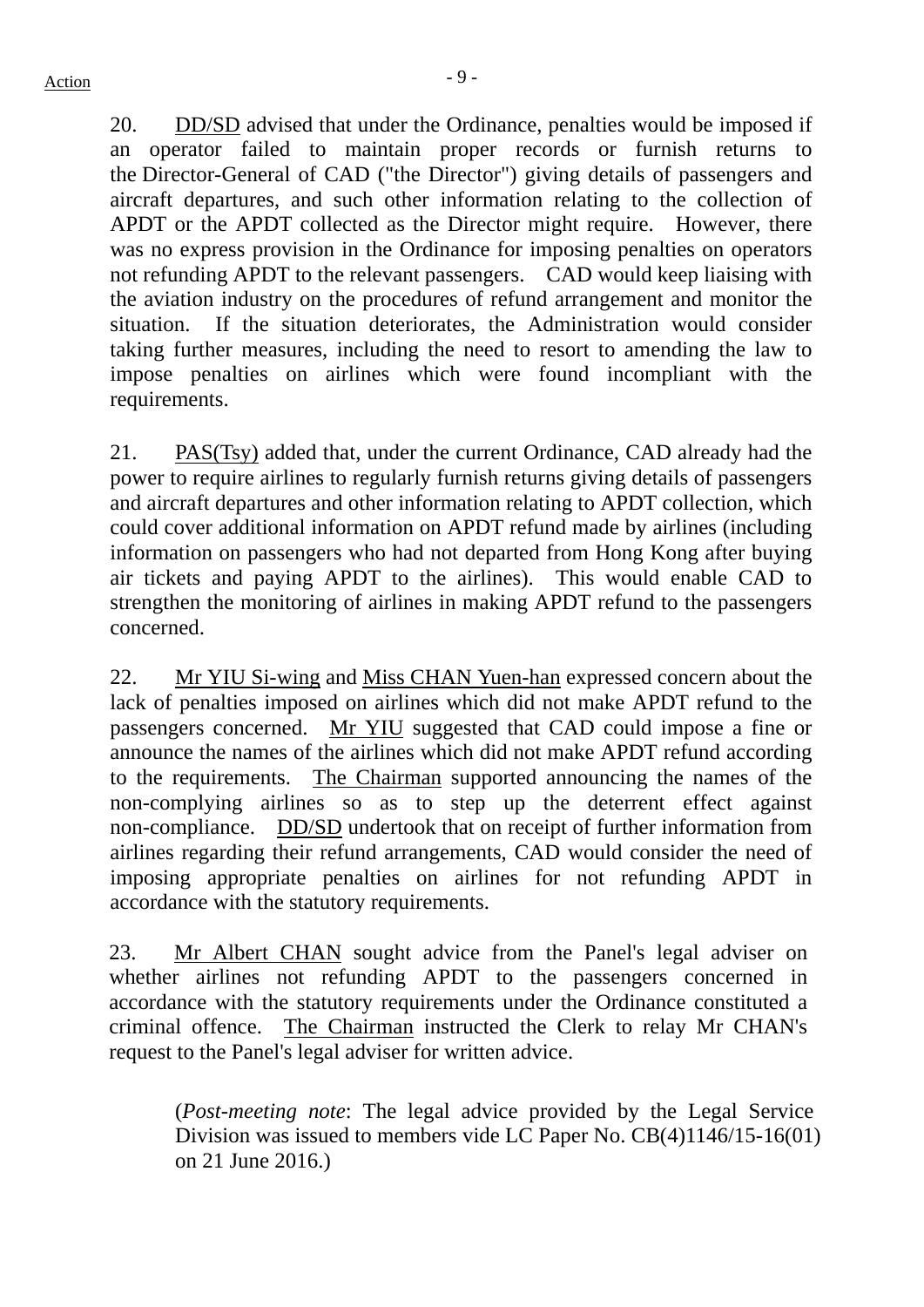20. DD/SD advised that under the Ordinance, penalties would be imposed if an operator failed to maintain proper records or furnish returns to the Director-General of CAD ("the Director") giving details of passengers and aircraft departures, and such other information relating to the collection of APDT or the APDT collected as the Director might require. However, there was no express provision in the Ordinance for imposing penalties on operators not refunding APDT to the relevant passengers. CAD would keep liaising with the aviation industry on the procedures of refund arrangement and monitor the situation. If the situation deteriorates, the Administration would consider taking further measures, including the need to resort to amending the law to impose penalties on airlines which were found incompliant with the requirements.

21. PAS(Tsy) added that, under the current Ordinance, CAD already had the power to require airlines to regularly furnish returns giving details of passengers and aircraft departures and other information relating to APDT collection, which could cover additional information on APDT refund made by airlines (including information on passengers who had not departed from Hong Kong after buying air tickets and paying APDT to the airlines). This would enable CAD to strengthen the monitoring of airlines in making APDT refund to the passengers concerned.

22. Mr YIU Si-wing and Miss CHAN Yuen-han expressed concern about the lack of penalties imposed on airlines which did not make APDT refund to the passengers concerned. Mr YIU suggested that CAD could impose a fine or announce the names of the airlines which did not make APDT refund according to the requirements. The Chairman supported announcing the names of the non-complying airlines so as to step up the deterrent effect against non-compliance. DD/SD undertook that on receipt of further information from airlines regarding their refund arrangements, CAD would consider the need of imposing appropriate penalties on airlines for not refunding APDT in accordance with the statutory requirements.

23. Mr Albert CHAN sought advice from the Panel's legal adviser on whether airlines not refunding APDT to the passengers concerned in accordance with the statutory requirements under the Ordinance constituted a criminal offence. The Chairman instructed the Clerk to relay Mr CHAN's request to the Panel's legal adviser for written advice.

> (*Post-meeting note*: The legal advice provided by the Legal Service Division was issued to members vide LC Paper No. CB(4)1146/15-16(01) on 21 June 2016.)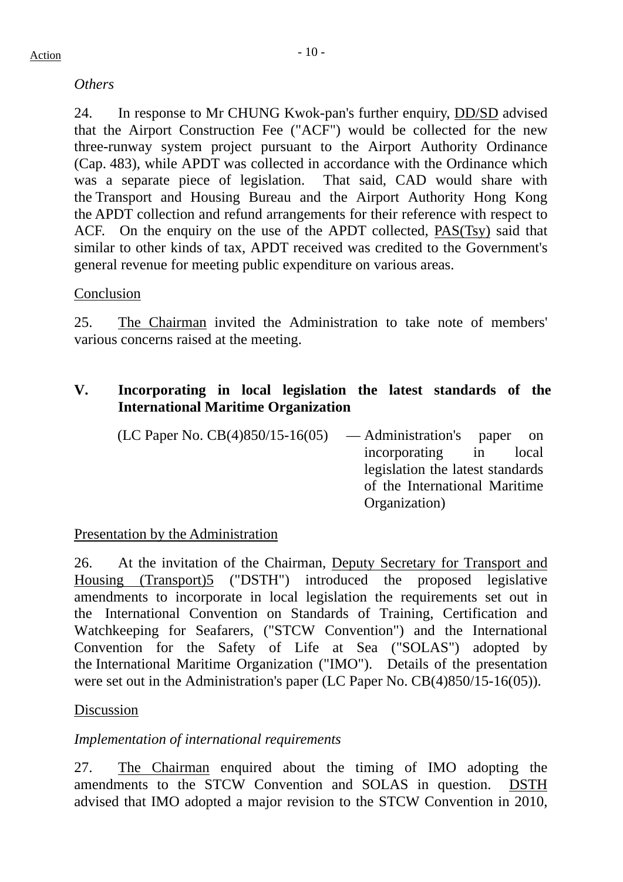*Others*

24. In response to Mr CHUNG Kwok-pan's further enquiry, DD/SD advised that the Airport Construction Fee ("ACF") would be collected for the new three-runway system project pursuant to the Airport Authority Ordinance (Cap. 483), while APDT was collected in accordance with the Ordinance which was a separate piece of legislation. That said, CAD would share with the Transport and Housing Bureau and the Airport Authority Hong Kong the APDT collection and refund arrangements for their reference with respect to ACF. On the enquiry on the use of the APDT collected, PAS(Tsy) said that similar to other kinds of tax, APDT received was credited to the Government's general revenue for meeting public expenditure on various areas.

Conclusion

25. The Chairman invited the Administration to take note of members' various concerns raised at the meeting.

## V. Incorporating in local legislation the latest standards of the International Maritime Organization

(LC Paper No. CB(4)850/15-16(05) — Administration's paper on incorporating in local legislation the latest standards of the International Maritime Organization)

Presentation by the Administration

26. At the invitation of the Chairman, Deputy Secretary for Transport and Housing (Transport)5 ("DSTH") introduced the proposed legislative amendments to incorporate in local legislation the requirements set out in the International Convention on Standards of Training, Certification and Watchkeeping for Seafarers, ("STCW Convention") and the International Convention for the Safety of Life at Sea ("SOLAS") adopted by the International Maritime Organization ("IMO"). Details of the presentation were set out in the Administration's paper (LC Paper No. CB(4)850/15-16(05)).

Discussion

*Implementation of international requirements*

27. The Chairman enquired about the timing of IMO adopting the amendments to the STCW Convention and SOLAS in question. DSTH advised that IMO adopted a major revision to the STCW Convention in 2010,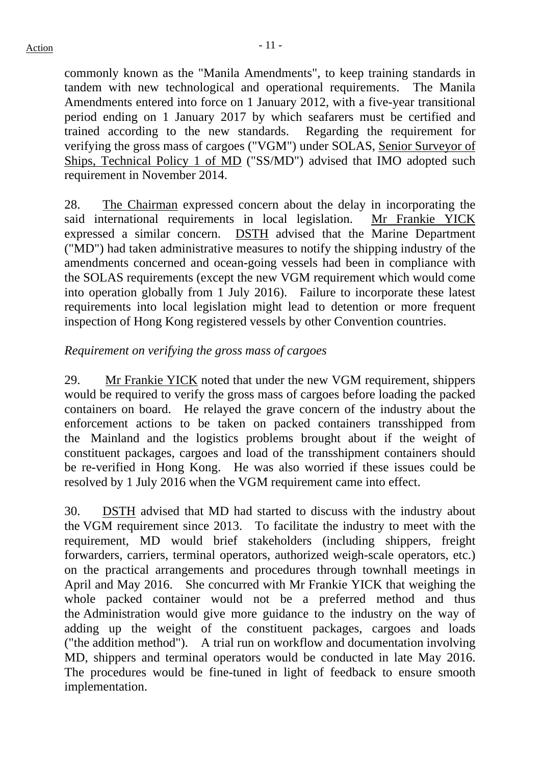commonly known as the "Manila Amendments", to keep training standards in tandem with new technological and operational requirements. The Manila Amendments entered into force on 1 January 2012, with a five-year transitional period ending on 1 January 2017 by which seafarers must be certified and trained according to the new standards. Regarding the requirement for verifying the gross mass of cargoes ("VGM") under SOLAS, Senior Surveyor of Ships, Technical Policy 1 of MD ("SS/MD") advised that IMO adopted such requirement in November 2014.

28. The Chairman expressed concern about the delay in incorporating the said international requirements in local legislation. Mr Frankie YICK expressed a similar concern. DSTH advised that the Marine Department ("MD") had taken administrative measures to notify the shipping industry of the amendments concerned and ocean-going vessels had been in compliance with the SOLAS requirements (except the new VGM requirement which would come into operation globally from 1 July 2016). Failure to incorporate these latest requirements into local legislation might lead to detention or more frequent inspection of Hong Kong registered vessels by other Convention countries.

*Requirement on verifying the gross mass of cargoes*

29. Mr Frankie YICK noted that under the new VGM requirement, shippers would be required to verify the gross mass of cargoes before loading the packed containers on board. He relayed the grave concern of the industry about the enforcement actions to be taken on packed containers transshipped from the Mainland and the logistics problems brought about if the weight of constituent packages, cargoes and load of the transshipment containers should be re-verified in Hong Kong. He was also worried if these issues could be resolved by 1 July 2016 when the VGM requirement came into effect.

30. DSTH advised that MD had started to discuss with the industry about the VGM requirement since 2013. To facilitate the industry to meet with the requirement, MD would brief stakeholders (including shippers, freight forwarders, carriers, terminal operators, authorized weigh-scale operators, etc.) on the practical arrangements and procedures through townhall meetings in April and May 2016. She concurred with Mr Frankie YICK that weighing the whole packed container would not be a preferred method and thus the Administration would give more guidance to the industry on the way of adding up the weight of the constituent packages, cargoes and loads ("the addition method"). A trial run on workflow and documentation involving MD, shippers and terminal operators would be conducted in late May 2016. The procedures would be fine-tuned in light of feedback to ensure smooth implementation.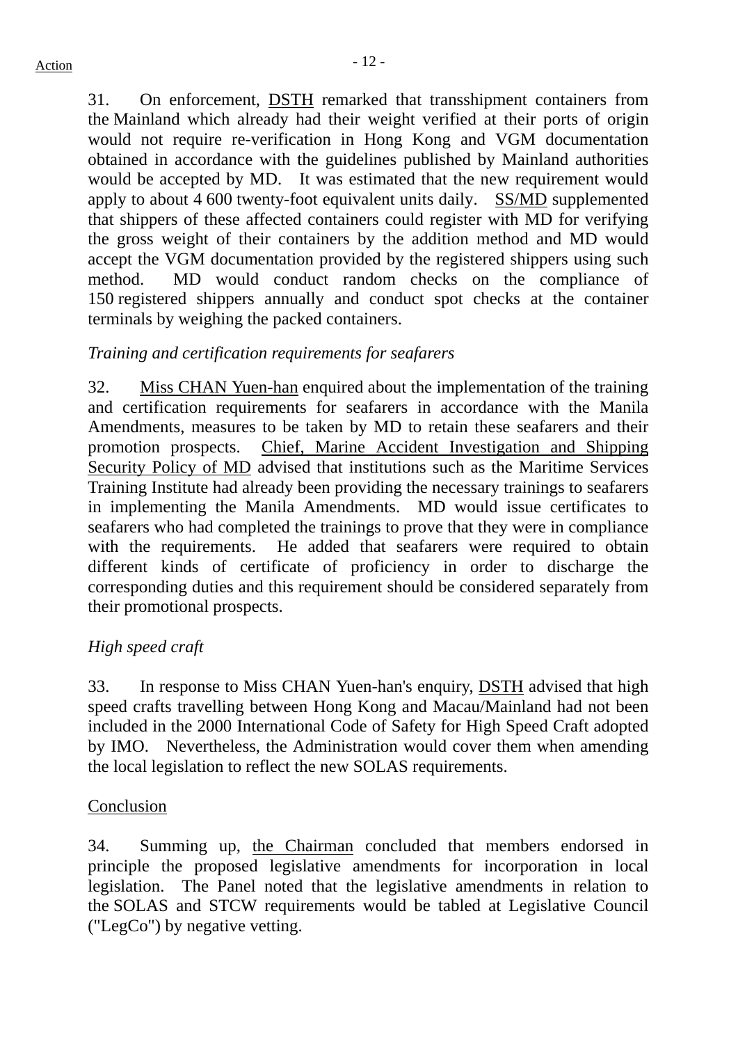31. On enforcement, DSTH remarked that transshipment containers from the Mainland which already had their weight verified at their ports of origin would not require re-verification in Hong Kong and VGM documentation obtained in accordance with the guidelines published by Mainland authorities would be accepted by MD. It was estimated that the new requirement would apply to about 4 600 twenty-foot equivalent units daily. SS/MD supplemented that shippers of these affected containers could register with MD for verifying the gross weight of their containers by the addition method and MD would accept the VGM documentation provided by the registered shippers using such method. MD would conduct random checks on the compliance of 150 registered shippers annually and conduct spot checks at the container terminals by weighing the packed containers.

*Training and certification requirements for seafarers*

32. Miss CHAN Yuen-han enquired about the implementation of the training and certification requirements for seafarers in accordance with the Manila Amendments, measures to be taken by MD to retain these seafarers and their promotion prospects. Chief, Marine Accident Investigation and Shipping Security Policy of MD advised that institutions such as the Maritime Services Training Institute had already been providing the necessary trainings to seafarers in implementing the Manila Amendments. MD would issue certificates to seafarers who had completed the trainings to prove that they were in compliance with the requirements. He added that seafarers were required to obtain different kinds of certificate of proficiency in order to discharge the corresponding duties and this requirement should be considered separately from their promotional prospects.

*High speed craft*

33. In response to Miss CHAN Yuen-han's enquiry, DSTH advised that high speed crafts travelling between Hong Kong and Macau/Mainland had not been included in the 2000 International Code of Safety for High Speed Craft adopted by IMO. Nevertheless, the Administration would cover them when amending the local legislation to reflect the new SOLAS requirements.

Conclusion

34. Summing up, the Chairman concluded that members endorsed in principle the proposed legislative amendments for incorporation in local legislation. The Panel noted that the legislative amendments in relation to the SOLAS and STCW requirements would be tabled at Legislative Council ("LegCo") by negative vetting.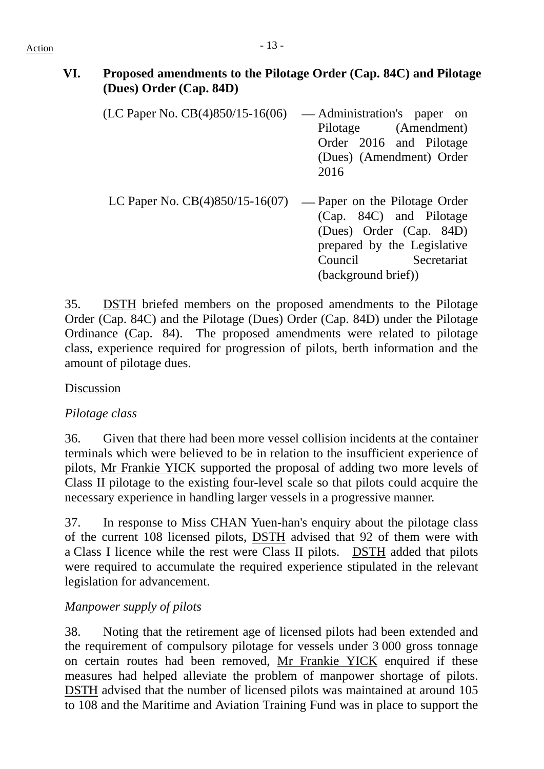## VI. Proposed amendments to the Pilotage Order (Cap. 84C) and Pilotage (Dues) Order (Cap. 84D)

(LC Paper No. CB(4)850/15-16(06) — Administration's paper on Pilotage (Amendment) Order 2016 and Pilotage (Dues) (Amendment) Order 2016

LC Paper No. CB(4)850/15-16(07) — Paper on the Pilotage Order (Cap. 84C) and Pilotage (Dues) Order (Cap. 84D) prepared by the Legislative Council Secretariat (background brief))

35. DSTH briefed members on the proposed amendments to the Pilotage Order (Cap. 84C) and the Pilotage (Dues) Order (Cap. 84D) under the Pilotage Ordinance (Cap. 84). The proposed amendments were related to pilotage class, experience required for progression of pilots, berth information and the amount of pilotage dues.

Discussion

*Pilotage class*

36. Given that there had been more vessel collision incidents at the container terminals which were believed to be in relation to the insufficient experience of pilots, Mr Frankie YICK supported the proposal of adding two more levels of Class II pilotage to the existing four-level scale so that pilots could acquire the necessary experience in handling larger vessels in a progressive manner.

37. In response to Miss CHAN Yuen-han's enquiry about the pilotage class of the current 108 licensed pilots, DSTH advised that 92 of them were with a Class I licence while the rest were Class II pilots. DSTH added that pilots were required to accumulate the required experience stipulated in the relevant legislation for advancement.

*Manpower supply of pilots*

38. Noting that the retirement age of licensed pilots had been extended and the requirement of compulsory pilotage for vessels under 3 000 gross tonnage on certain routes had been removed, Mr Frankie YICK enquired if these measures had helped alleviate the problem of manpower shortage of pilots. DSTH advised that the number of licensed pilots was maintained at around 105 to 108 and the Maritime and Aviation Training Fund was in place to support the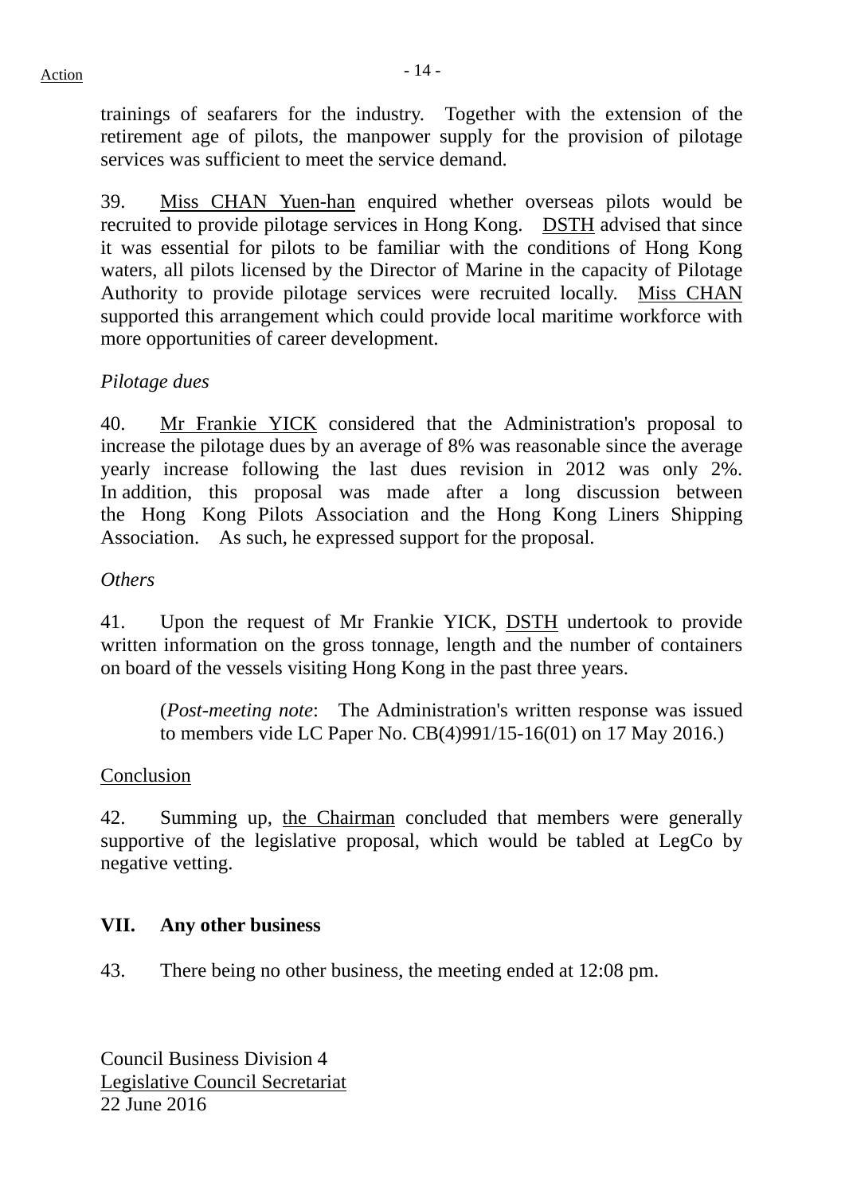trainings of seafarers for the industry. Together with the extension of the retirement age of pilots, the manpower supply for the provision of pilotage services was sufficient to meet the service demand.

39. Miss CHAN Yuen-han enquired whether overseas pilots would be recruited to provide pilotage services in Hong Kong. DSTH advised that since it was essential for pilots to be familiar with the conditions of Hong Kong waters, all pilots licensed by the Director of Marine in the capacity of Pilotage Authority to provide pilotage services were recruited locally. Miss CHAN supported this arrangement which could provide local maritime workforce with more opportunities of career development.

*Pilotage dues*

40. Mr Frankie YICK considered that the Administration's proposal to increase the pilotage dues by an average of 8% was reasonable since the average yearly increase following the last dues revision in 2012 was only 2%. In addition, this proposal was made after a long discussion between the Hong Kong Pilots Association and the Hong Kong Liners Shipping Association. As such, he expressed support for the proposal.

*Others*

41. Upon the request of Mr Frankie YICK, DSTH undertook to provide written information on the gross tonnage, length and the number of containers on board of the vessels visiting Hong Kong in the past three years.

(*Post-meeting note*: The Administration's written response was issued to members vide LC Paper No. CB(4)991/15-16(01) on 17 May 2016.)

Conclusion

42. Summing up, the Chairman concluded that members were generally supportive of the legislative proposal, which would be tabled at LegCo by negative vetting.

## VII. Any other business

43. There being no other business, the meeting ended at 12:08 pm.

Council Business Division 4
Legislative Council Secretariat
22 June 2016